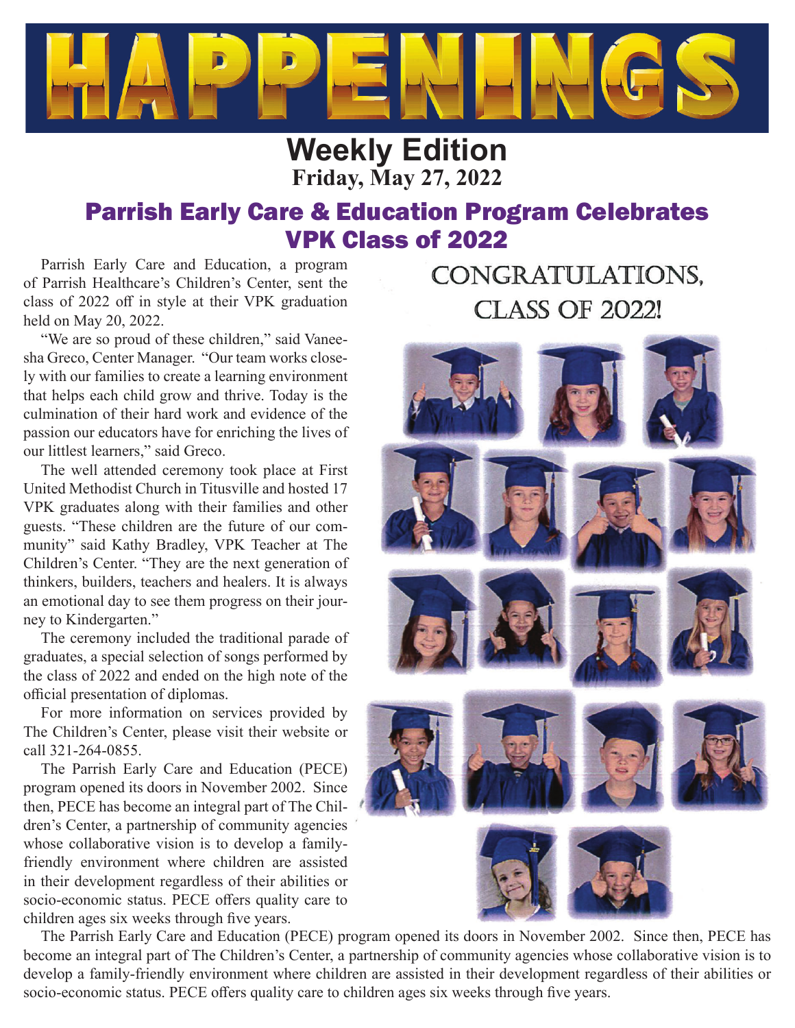# HAPPENINGS

## Weekly Edition

**Friday, May 27, 2022**

## Parrish Early Care & Education Program Celebrates VPK Class of 2022

Parrish Early Care and Education, a program of Parrish Healthcare's Children's Center, sent the class of 2022 off in style at their VPK graduation held on May 20, 2022.

"We are so proud of these children," said Vaneesha Greco, Center Manager. "Our team works closely with our families to create a learning environment that helps each child grow and thrive. Today is the culmination of their hard work and evidence of the passion our educators have for enriching the lives of our littlest learners," said Greco.

The well attended ceremony took place at First United Methodist Church in Titusville and hosted 17 VPK graduates along with their families and other guests. "These children are the future of our community" said Kathy Bradley, VPK Teacher at The Children's Center. "They are the next generation of thinkers, builders, teachers and healers. It is always an emotional day to see them progress on their journey to Kindergarten."

The ceremony included the traditional parade of graduates, a special selection of songs performed by the class of 2022 and ended on the high note of the official presentation of diplomas.

For more information on services provided by The Children's Center, please visit their website or call 321-264-0855.

The Parrish Early Care and Education (PECE) program opened its doors in November 2002. Since then, PECE has become an integral part of The Children's Center, a partnership of community agencies whose collaborative vision is to develop a family-friendly environment where children are assisted in their development regardless of their abilities or socio-economic status. PECE offers quality care to children ages six weeks through five years.

CONGRATULATIONS, CLASS OF 2022!

The Parrish Early Care and Education (PECE) program opened its doors in November 2002. Since then, PECE has become an integral part of The Children's Center, a partnership of community agencies whose collaborative vision is to develop a family-friendly environment where children are assisted in their development regardless of their abilities or socio-economic status. PECE offers quality care to children ages six weeks through five years.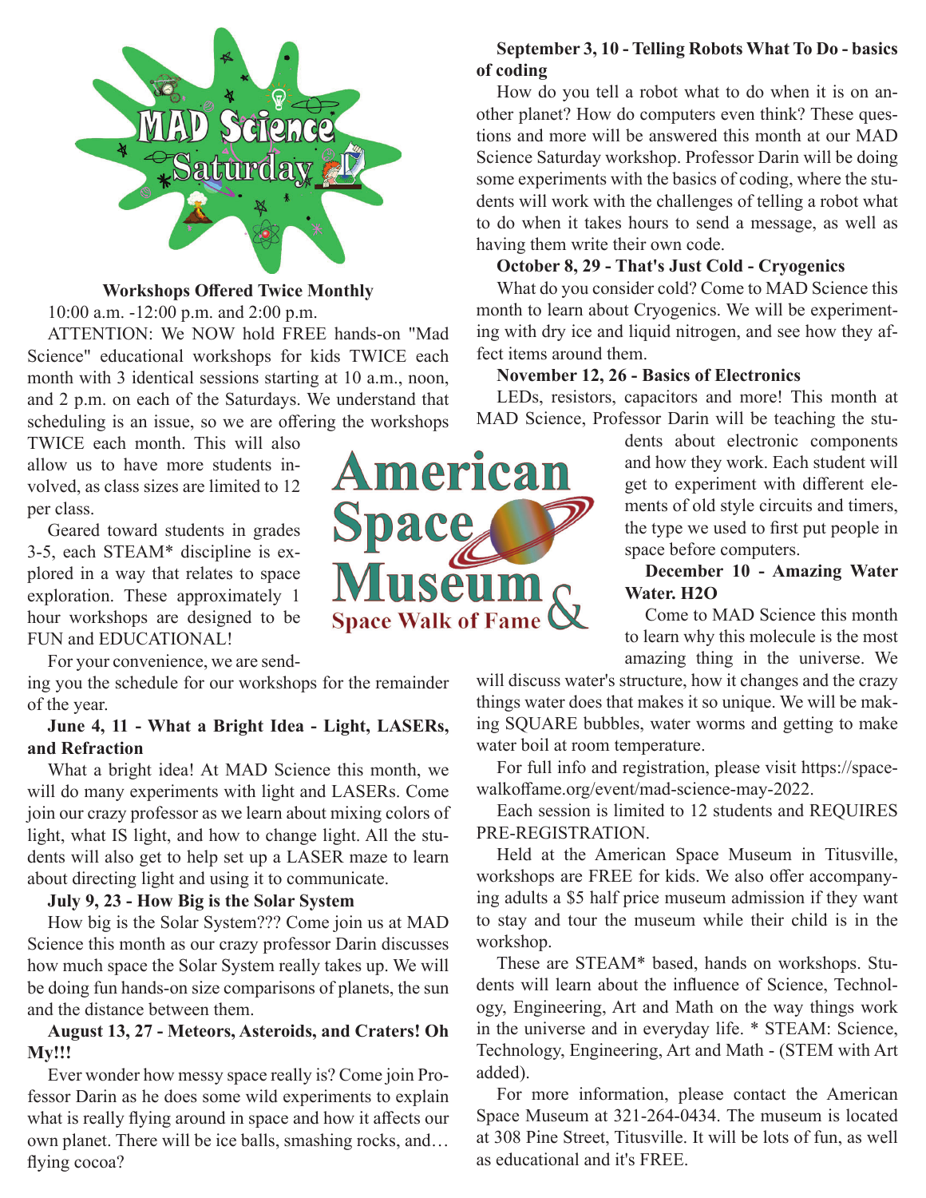# MAD Science Saturday

**Workshops Offered Twice Monthly**

10:00 a.m. -12:00 p.m. and 2:00 p.m.

ATTENTION: We NOW hold FREE hands-on "Mad Science" educational workshops for kids TWICE each month with 3 identical sessions starting at 10 a.m., noon, and 2 p.m. on each of the Saturdays. We understand that scheduling is an issue, so we are offering the workshops TWICE each month. This will also allow us to have more students involved, as class sizes are limited to 12 per class.

Geared toward students in grades 3-5, each STEAM* discipline is explored in a way that relates to space exploration. These approximately 1 hour workshops are designed to be FUN and EDUCATIONAL!

For your convenience, we are sending you the schedule for our workshops for the remainder of the year.

**June 4, 11 - What a Bright Idea - Light, LASERs, and Refraction**

What a bright idea! At MAD Science this month, we will do many experiments with light and LASERs. Come join our crazy professor as we learn about mixing colors of light, what IS light, and how to change light. All the students will also get to help set up a LASER maze to learn about directing light and using it to communicate.

**July 9, 23 - How Big is the Solar System**

How big is the Solar System??? Come join us at MAD Science this month as our crazy professor Darin discusses how much space the Solar System really takes up. We will be doing fun hands-on size comparisons of planets, the sun and the distance between them.

**August 13, 27 - Meteors, Asteroids, and Craters! Oh My!!!**

Ever wonder how messy space really is? Come join Professor Darin as he does some wild experiments to explain what is really flying around in space and how it affects our own planet. There will be ice balls, smashing rocks, and… flying cocoa?

**September 3, 10 - Telling Robots What To Do - basics of coding**

How do you tell a robot what to do when it is on another planet? How do computers even think? These questions and more will be answered this month at our MAD Science Saturday workshop. Professor Darin will be doing some experiments with the basics of coding, where the students will work with the challenges of telling a robot what to do when it takes hours to send a message, as well as having them write their own code.

**October 8, 29 - That's Just Cold - Cryogenics**

What do you consider cold? Come to MAD Science this month to learn about Cryogenics. We will be experimenting with dry ice and liquid nitrogen, and see how they affect items around them.

**November 12, 26 - Basics of Electronics**

LEDs, resistors, capacitors and more! This month at MAD Science, Professor Darin will be teaching the students about electronic components and how they work. Each student will get to experiment with different elements of old style circuits and timers, the type we used to first put people in space before computers.

**December 10 - Amazing Water Water. H2O**

Come to MAD Science this month to learn why this molecule is the most amazing thing in the universe. We will discuss water's structure, how it changes and the crazy things water does that makes it so unique. We will be making SQUARE bubbles, water worms and getting to make water boil at room temperature.

For full info and registration, please visit https://spacewalkoffame.org/event/mad-science-may-2022.

Each session is limited to 12 students and REQUIRES PRE-REGISTRATION.

Held at the American Space Museum in Titusville, workshops are FREE for kids. We also offer accompanying adults a $5 half price museum admission if they want to stay and tour the museum while their child is in the workshop.

These are STEAM* based, hands on workshops. Students will learn about the influence of Science, Technology, Engineering, Art and Math on the way things work in the universe and in everyday life. * STEAM: Science, Technology, Engineering, Art and Math - (STEM with Art added).

For more information, please contact the American Space Museum at 321-264-0434. The museum is located at 308 Pine Street, Titusville. It will be lots of fun, as well as educational and it's FREE.

American Space Museum & Space Walk of Fame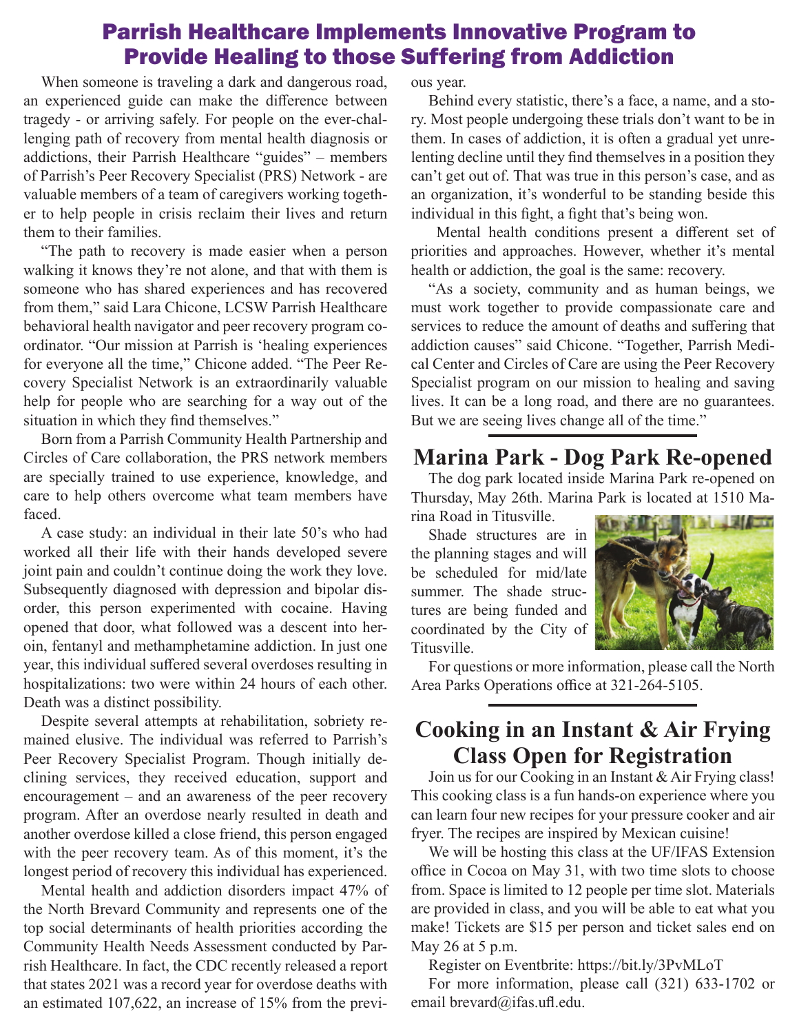# Parrish Healthcare Implements Innovative Program to Provide Healing to those Suffering from Addiction

When someone is traveling a dark and dangerous road, an experienced guide can make the difference between tragedy - or arriving safely. For people on the ever-challenging path of recovery from mental health diagnosis or addictions, their Parrish Healthcare "guides" – members of Parrish's Peer Recovery Specialist (PRS) Network - are valuable members of a team of caregivers working together to help people in crisis reclaim their lives and return them to their families.

"The path to recovery is made easier when a person walking it knows they're not alone, and that with them is someone who has shared experiences and has recovered from them," said Lara Chicone, LCSW Parrish Healthcare behavioral health navigator and peer recovery program coordinator. "Our mission at Parrish is 'healing experiences for everyone all the time," Chicone added. "The Peer Recovery Specialist Network is an extraordinarily valuable help for people who are searching for a way out of the situation in which they find themselves."

Born from a Parrish Community Health Partnership and Circles of Care collaboration, the PRS network members are specially trained to use experience, knowledge, and care to help others overcome what team members have faced.

A case study: an individual in their late 50's who had worked all their life with their hands developed severe joint pain and couldn't continue doing the work they love. Subsequently diagnosed with depression and bipolar disorder, this person experimented with cocaine. Having opened that door, what followed was a descent into heroin, fentanyl and methamphetamine addiction. In just one year, this individual suffered several overdoses resulting in hospitalizations: two were within 24 hours of each other. Death was a distinct possibility.

Despite several attempts at rehabilitation, sobriety remained elusive. The individual was referred to Parrish's Peer Recovery Specialist Program. Though initially declining services, they received education, support and encouragement – and an awareness of the peer recovery program. After an overdose nearly resulted in death and another overdose killed a close friend, this person engaged with the peer recovery team. As of this moment, it's the longest period of recovery this individual has experienced.

Mental health and addiction disorders impact 47% of the North Brevard Community and represents one of the top social determinants of health priorities according the Community Health Needs Assessment conducted by Parrish Healthcare. In fact, the CDC recently released a report that states 2021 was a record year for overdose deaths with an estimated 107,622, an increase of 15% from the previous year.

Behind every statistic, there's a face, a name, and a story. Most people undergoing these trials don't want to be in them. In cases of addiction, it is often a gradual yet unrelenting decline until they find themselves in a position they can't get out of. That was true in this person's case, and as an organization, it's wonderful to be standing beside this individual in this fight, a fight that's being won.

Mental health conditions present a different set of priorities and approaches. However, whether it's mental health or addiction, the goal is the same: recovery.

"As a society, community and as human beings, we must work together to provide compassionate care and services to reduce the amount of deaths and suffering that addiction causes" said Chicone. "Together, Parrish Medical Center and Circles of Care are using the Peer Recovery Specialist program on our mission to healing and saving lives. It can be a long road, and there are no guarantees. But we are seeing lives change all of the time."

## Marina Park - Dog Park Re-opened

The dog park located inside Marina Park re-opened on Thursday, May 26th. Marina Park is located at 1510 Marina Road in Titusville.

Shade structures are in the planning stages and will be scheduled for mid/late summer. The shade structures are being funded and coordinated by the City of Titusville.

For questions or more information, please call the North Area Parks Operations office at 321-264-5105.

## Cooking in an Instant & Air Frying Class Open for Registration

Join us for our Cooking in an Instant & Air Frying class! This cooking class is a fun hands-on experience where you can learn four new recipes for your pressure cooker and air fryer. The recipes are inspired by Mexican cuisine!

We will be hosting this class at the UF/IFAS Extension office in Cocoa on May 31, with two time slots to choose from. Space is limited to 12 people per time slot. Materials are provided in class, and you will be able to eat what you make! Tickets are $15 per person and ticket sales end on May 26 at 5 p.m.

Register on Eventbrite: https://bit.ly/3PvMLoT

For more information, please call (321) 633-1702 or email brevard@ifas.ufl.edu.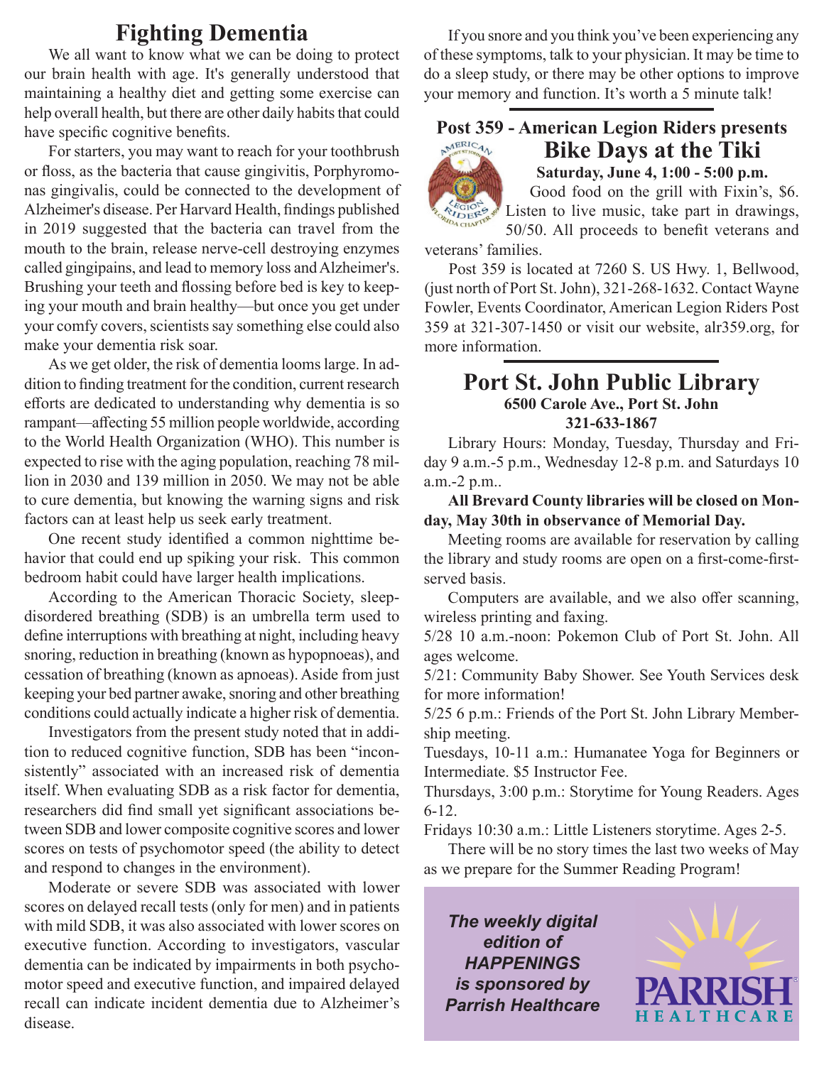# Fighting Dementia

We all want to know what we can be doing to protect our brain health with age. It's generally understood that maintaining a healthy diet and getting some exercise can help overall health, but there are other daily habits that could have specific cognitive benefits.

For starters, you may want to reach for your toothbrush or floss, as the bacteria that cause gingivitis, Porphyromonas gingivalis, could be connected to the development of Alzheimer's disease. Per Harvard Health, findings published in 2019 suggested that the bacteria can travel from the mouth to the brain, release nerve-cell destroying enzymes called gingipains, and lead to memory loss and Alzheimer's. Brushing your teeth and flossing before bed is key to keeping your mouth and brain healthy—but once you get under your comfy covers, scientists say something else could also make your dementia risk soar.

As we get older, the risk of dementia looms large. In addition to finding treatment for the condition, current research efforts are dedicated to understanding why dementia is so rampant—affecting 55 million people worldwide, according to the World Health Organization (WHO). This number is expected to rise with the aging population, reaching 78 million in 2030 and 139 million in 2050. We may not be able to cure dementia, but knowing the warning signs and risk factors can at least help us seek early treatment.

One recent study identified a common nighttime behavior that could end up spiking your risk. This common bedroom habit could have larger health implications.

According to the American Thoracic Society, sleep-disordered breathing (SDB) is an umbrella term used to define interruptions with breathing at night, including heavy snoring, reduction in breathing (known as hypopnoeas), and cessation of breathing (known as apnoeas). Aside from just keeping your bed partner awake, snoring and other breathing conditions could actually indicate a higher risk of dementia.

Investigators from the present study noted that in addition to reduced cognitive function, SDB has been "inconsistently" associated with an increased risk of dementia itself. When evaluating SDB as a risk factor for dementia, researchers did find small yet significant associations between SDB and lower composite cognitive scores and lower scores on tests of psychomotor speed (the ability to detect and respond to changes in the environment).

Moderate or severe SDB was associated with lower scores on delayed recall tests (only for men) and in patients with mild SDB, it was also associated with lower scores on executive function. According to investigators, vascular dementia can be indicated by impairments in both psychomotor speed and executive function, and impaired delayed recall can indicate incident dementia due to Alzheimer's disease.

If you snore and you think you've been experiencing any of these symptoms, talk to your physician. It may be time to do a sleep study, or there may be other options to improve your memory and function. It's worth a 5 minute talk!

### Post 359 - American Legion Riders presents

## Bike Days at the Tiki

**Saturday, June 4, 1:00 - 5:00 p.m.**

Good food on the grill with Fixin's, $6. Listen to live music, take part in drawings, 50/50. All proceeds to benefit veterans and veterans' families.

Post 359 is located at 7260 S. US Hwy. 1, Bellwood, (just north of Port St. John), 321-268-1632. Contact Wayne Fowler, Events Coordinator, American Legion Riders Post 359 at 321-307-1450 or visit our website, alr359.org, for more information.

## Port St. John Public Library

**6500 Carole Ave., Port St. John**
**321-633-1867**

Library Hours: Monday, Tuesday, Thursday and Friday 9 a.m.-5 p.m., Wednesday 12-8 p.m. and Saturdays 10 a.m.-2 p.m..

**All Brevard County libraries will be closed on Monday, May 30th in observance of Memorial Day.**

Meeting rooms are available for reservation by calling the library and study rooms are open on a first-come-first-served basis.

Computers are available, and we also offer scanning, wireless printing and faxing.

5/28 10 a.m.-noon: Pokemon Club of Port St. John. All ages welcome.

5/21: Community Baby Shower. See Youth Services desk for more information!

5/25 6 p.m.: Friends of the Port St. John Library Membership meeting.

Tuesdays, 10-11 a.m.: Humanatee Yoga for Beginners or Intermediate. $5 Instructor Fee.

Thursdays, 3:00 p.m.: Storytime for Young Readers. Ages 6-12.

Fridays 10:30 a.m.: Little Listeners storytime. Ages 2-5.

There will be no story times the last two weeks of May as we prepare for the Summer Reading Program!

***The weekly digital edition of HAPPENINGS is sponsored by Parrish Healthcare***

PARRISH HEALTHCARE